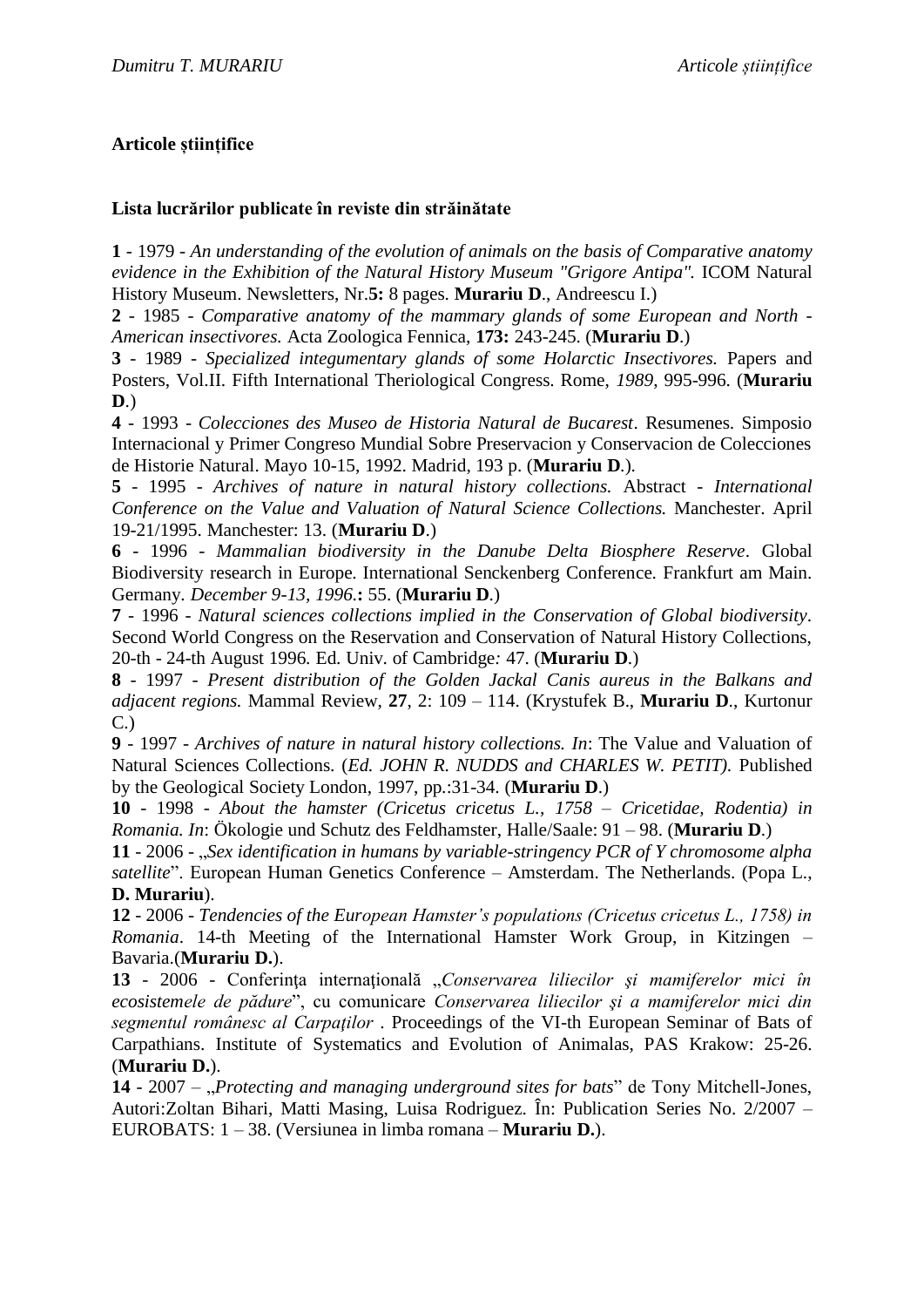**Articole științifice**

**Lista lucrărilor publicate în reviste din străinătate**

**1** - 1979 - *An understanding of the evolution of animals on the basis of Comparative anatomy evidence in the Exhibition of the Natural History Museum "Grigore Antipa".* ICOM Natural History Museum. Newsletters, Nr.**5:** 8 pages. **Murariu D**., Andreescu I.)

**2** - 1985 - *Comparative anatomy of the mammary glands of some European and North - American insectivores.* Acta Zoologica Fennica, **173:** 243-245. (**Murariu D**.)

**3** - 1989 - *Specialized integumentary glands of some Holarctic Insectivores.* Papers and Posters, Vol.II. Fifth International Theriological Congress. Rome, *1989*, 995-996. (**Murariu D**.)

**4** - 1993 - *Colecciones des Museo de Historia Natural de Bucarest*. Resumenes. Simposio Internacional y Primer Congreso Mundial Sobre Preservacion y Conservacion de Colecciones de Historie Natural. Mayo 10-15, 1992. Madrid, 193 p. (**Murariu D**.).

**5** - 1995 - *Archives of nature in natural history collections.* Abstract - *International Conference on the Value and Valuation of Natural Science Collections.* Manchester. April 19-21/1995. Manchester: 13. (**Murariu D**.)

**6** - 1996 - *Mammalian biodiversity in the Danube Delta Biosphere Reserve*. Global Biodiversity research in Europe. International Senckenberg Conference. Frankfurt am Main. Germany. *December 9-13, 1996*.**:** 55. (**Murariu D**.)

**7** - 1996 - *Natural sciences collections implied in the Conservation of Global biodiversity*. Second World Congress on the Reservation and Conservation of Natural History Collections, 20-th - 24-th August 1996. Ed. Univ. of Cambridge*:* 47. (**Murariu D**.)

**8** - 1997 - *Present distribution of the Golden Jackal Canis aureus in the Balkans and adjacent regions.* Mammal Review, **27**, 2: 109 – 114. (Krystufek B., **Murariu D**., Kurtonur C.)

**9** - 1997 - *Archives of nature in natural history collections. In*: The Value and Valuation of Natural Sciences Collections. (*Ed. JOHN R. NUDDS and CHARLES W. PETIT).* Published by the Geological Society London, 1997, pp.:31-34. (**Murariu D**.)

**10** - 1998 - *About the hamster (Cricetus cricetus L., 1758 – Cricetidae, Rodentia) in Romania. In*: Ökologie und Schutz des Feldhamster, Halle/Saale: 91 – 98. (**Murariu D**.)

**11** - 2006 - „*Sex identification in humans by variable-stringency PCR of Y chromosome alpha satellite*". European Human Genetics Conference – Amsterdam. The Netherlands. (Popa L., **D. Murariu**).

**12** - 2006 - *Tendencies of the European Hamster's populations (Cricetus cricetus L., 1758) in Romania*. 14-th Meeting of the International Hamster Work Group, in Kitzingen – Bavaria.(**Murariu D.**)

**13** - 2006 - Conferința internațională „*Conservarea liliecilor şi mamiferelor mici în ecosistemele de pădure*", cu comunicare *Conservarea liliecilor şi a mamiferelor mici din segmentul românesc al Carpaţilor* . Proceedings of the VI-th European Seminar of Bats of Carpathians. Institute of Systematics and Evolution of Animalas, PAS Krakow: 25-26. (**Murariu D.**).

**14** - 2007 – „*Protecting and managing underground sites for bats*" de Tony Mitchell-Jones, Autori:Zoltan Bihari, Matti Masing, Luisa Rodriguez. În: Publication Series No. 2/2007 – EUROBATS: 1 – 38. (Versiunea in limba romana – **Murariu D.**).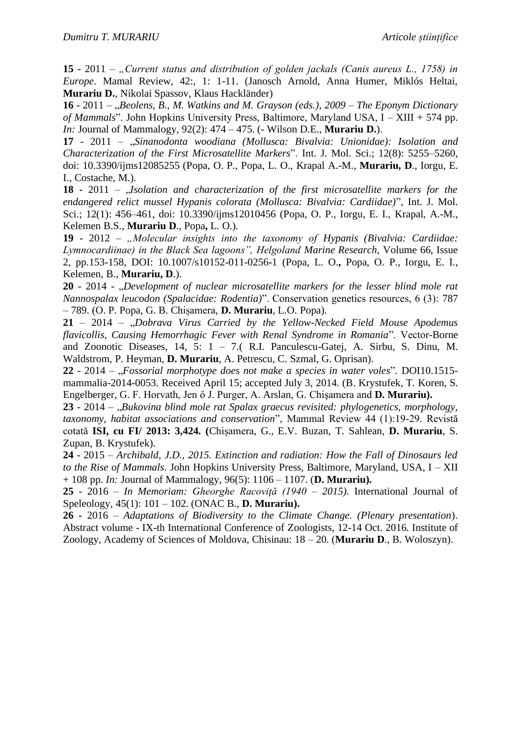**15** - 2011 – *„Current status and distribution of golden jackals (Canis aureus L., 1758) in Europe*. Mamal Review, 42:, 1: 1-11. (Janosch Arnold, Anna Humer, Miklós Heltai, **Murariu D.**, Nikolai Spassov, Klaus Hackländer)

**16** - 2011 – „*Beolens, B., M. Watkins and M. Grayson (eds.), 2009 – The Eponym Dictionary of Mammals*". John Hopkins University Press, Baltimore, Maryland USA, I – XIII + 574 pp. *In:* Journal of Mammalogy, 92(2): 474 – 475. (- Wilson D.E., **Murariu D.**).

**17** - 2011 – „*Sinanodonta woodiana (Mollusca: Bivalvia: Unionidae): Isolation and Characterization of the First Microsatellite Markers*". Int. J. Mol. Sci.; 12(8): 5255–5260, doi: 10.3390/ijms12085255 (Popa, O. P., Popa, L. O., Krapal A.-M., **Murariu, D**., Iorgu, E. I., Costache, M.).

**18** - 2011 – „*Isolation and characterization of the first microsatellite markers for the endangered relict mussel Hypanis colorata (Mollusca: Bivalvia: Cardiidae)*", Int. J. Mol. Sci.; 12(1): 456–461, doi: 10.3390/ijms12010456 (Popa, O. P., Iorgu, E. I., Krapal, A.-M., Kelemen B.S., **Murariu D**., Popa**,** L. O.).

**19** - 2012 – *„Molecular insights into the taxonomy of Hypanis (Bivalvia: Cardiidae: Lymnocardiinae) in the Black Sea lagoons", Helgoland Marine Research*, Volume 66, Issue 2, pp.153-158, DOI: 10.1007/s10152-011-0256-1 (Popa, L. O**.,** Popa, O. P., Iorgu, E. I., Kelemen, B., **Murariu, D**.).

**20** - 2014 - „*Development of nuclear microsatellite markers for the lesser blind mole rat Nannospalax leucodon (Spalacidae: Rodentia)*". Conservation genetics resources, 6 (3): 787 – 789. (O. P. Popa, G. B. Chișamera, **D. Murariu**, L.O. Popa).

**21** – 2014 – „*Dobrava Virus Carried by the Yellow-Necked Field Mouse Apodemus flavicollis, Causing Hemorrhagic Fever with Renal Syndrome in Romania*". Vector-Borne and Zoonotic Diseases, 14, 5: 1 – 7.( R.I. Panculescu-Gatej, A. Sirbu, S. Dinu, M. Waldstrom, P. Heyman, **D. Murariu**, A. Petrescu, C. Szmal, G. Oprisan).

**22** - 2014 – „*Fossorial morphotype does not make a species in water voles*". DOI10.1515-mammalia-2014-0053. Received April 15; accepted July 3, 2014. (B. Krystufek, T. Koren, S. Engelberger, G. F. Horvath, Jen ő J. Purger, A. Arslan, G. Chişamera and **D. Murariu).**

**23** - 2014 – „*Bukovina blind mole rat Spalax graecus revisited: phylogenetics, morphology, taxonomy, habitat associations and conservation*", Mammal Review 44 (1):19-29. Revistă cotată **ISI, cu FI/ 2013: 3,424. (**Chișamera, G., E.V. Buzan, T. Sahlean, **D. Murariu**, S. Zupan, B. Krystufek).

**24** - 2015 – *Archibald, J.D., 2015. Extinction and radiation: How the Fall of Dinosaurs led to the Rise of Mammals*. John Hopkins University Press, Baltimore, Maryland, USA, I – XII + 108 pp. *In:* Journal of Mammalogy, 96(5): 1106 – 1107. (**D. Murariu).**

**25** - 2016 – *In Memoriam: Gheorghe Racoviţă (1940 – 2015).* International Journal of Speleology, 45(1): 101 – 102. (ONAC B., **D. Murariu).**

**26 -** 2016 – *Adaptations of Biodiversity to the Climate Change. (Plenary presentation*). Abstract volume - IX-th International Conference of Zoologists, 12-14 Oct. 2016. Institute of Zoology, Academy of Sciences of Moldova, Chisinau: 18 – 20. (**Murariu D**., B. Woloszyn).